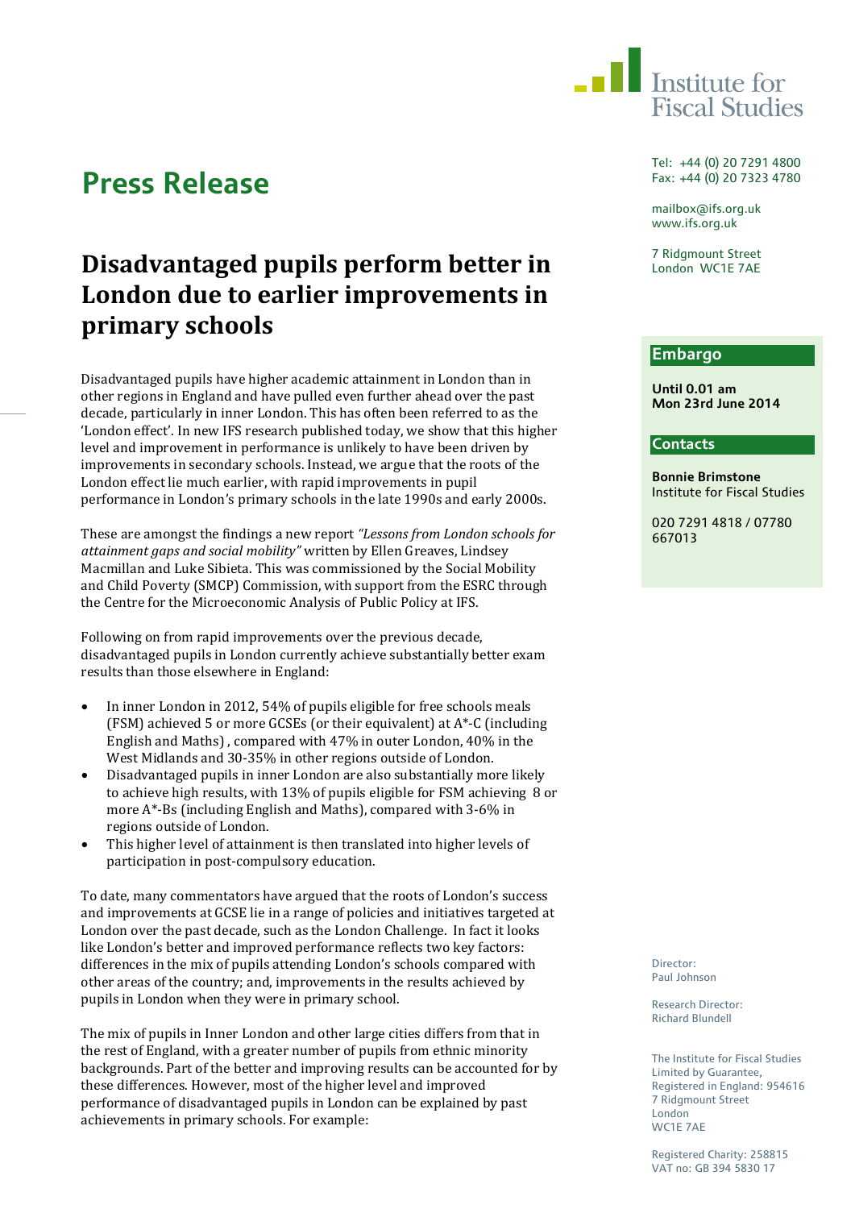# Press Release

## Disadvantaged pupils perform better in London due to earlier improvements in primary schools

Disadvantaged pupils have higher academic attainment in London than in other regions in England and have pulled even further ahead over the past decade, particularly in inner London. This has often been referred to as the 'London effect'. In new IFS research published today, we show that this higher level and improvement in performance is unlikely to have been driven by improvements in secondary schools. Instead, we argue that the roots of the London effect lie much earlier, with rapid improvements in pupil performance in London's primary schools in the late 1990s and early 2000s.

These are amongst the findings a new report *"Lessons from London schools for attainment gaps and social mobility"* written by Ellen Greaves, Lindsey Macmillan and Luke Sibieta. This was commissioned by the Social Mobility and Child Poverty (SMCP) Commission, with support from the ESRC through the Centre for the Microeconomic Analysis of Public Policy at IFS.

Following on from rapid improvements over the previous decade, disadvantaged pupils in London currently achieve substantially better exam results than those elsewhere in England:

- In inner London in 2012, 54% of pupils eligible for free schools meals (FSM) achieved 5 or more GCSEs (or their equivalent) at A*-C (including English and Maths) , compared with 47% in outer London, 40% in the West Midlands and 30-35% in other regions outside of London.
- Disadvantaged pupils in inner London are also substantially more likely to achieve high results, with 13% of pupils eligible for FSM achieving 8 or more A*-Bs (including English and Maths), compared with 3-6% in regions outside of London.
- This higher level of attainment is then translated into higher levels of participation in post-compulsory education.

To date, many commentators have argued that the roots of London's success and improvements at GCSE lie in a range of policies and initiatives targeted at London over the past decade, such as the London Challenge. In fact it looks like London's better and improved performance reflects two key factors: differences in the mix of pupils attending London's schools compared with other areas of the country; and, improvements in the results achieved by pupils in London when they were in primary school.

The mix of pupils in Inner London and other large cities differs from that in the rest of England, with a greater number of pupils from ethnic minority backgrounds. Part of the better and improving results can be accounted for by these differences. However, most of the higher level and improved performance of disadvantaged pupils in London can be explained by past achievements in primary schools. For example:

**Embargo**

**Until 0.01 am**
**Mon 23rd June 2014**

**Contacts**

**Bonnie Brimstone**
Institute for Fiscal Studies

020 7291 4818 / 07780 667013

Institute for Fiscal Studies

Tel: +44 (0) 20 7291 4800
Fax: +44 (0) 20 7323 4780

mailbox@ifs.org.uk
www.ifs.org.uk

7 Ridgmount Street
London WC1E 7AE

Director:
Paul Johnson

Research Director:
Richard Blundell

The Institute for Fiscal Studies
Limited by Guarantee,
Registered in England: 954616
7 Ridgmount Street
London
WC1E 7AE

Registered Charity: 258815
VAT no: GB 394 5830 17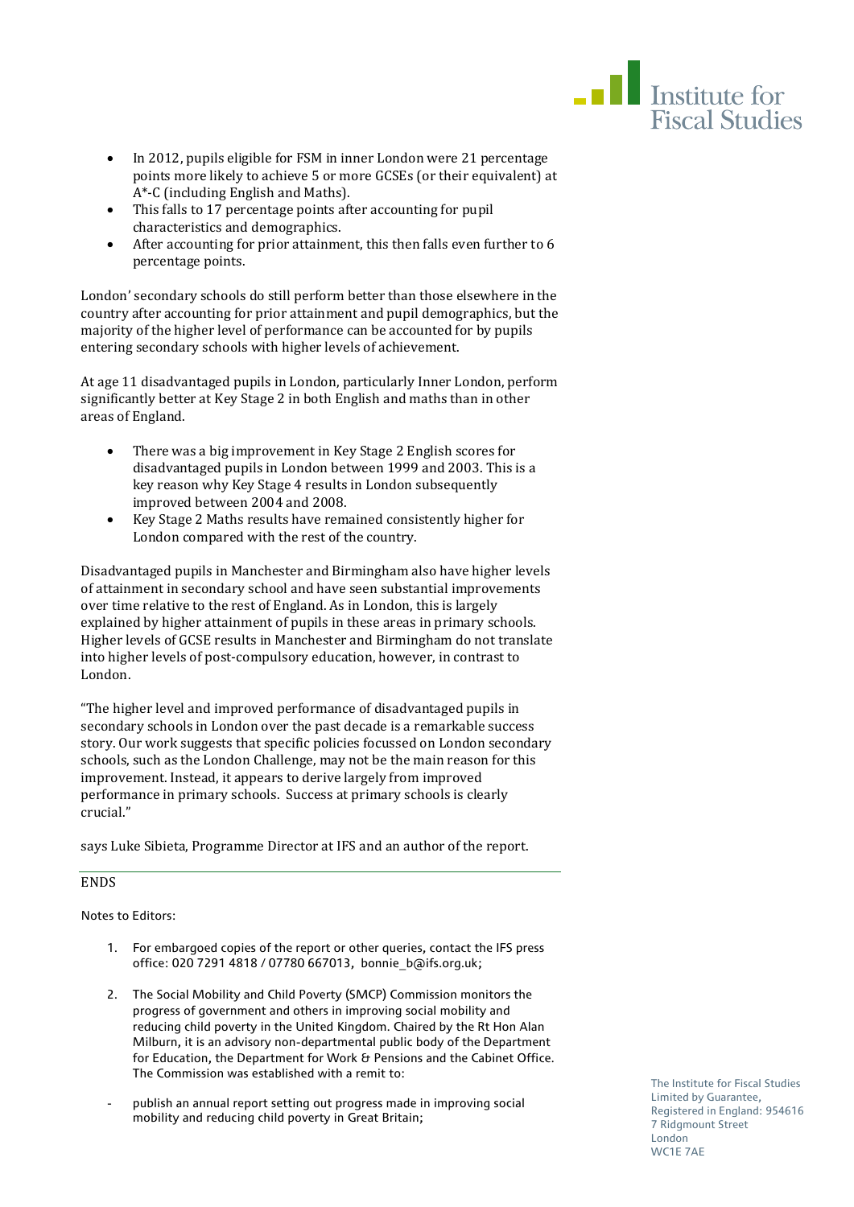- In 2012, pupils eligible for FSM in inner London were 21 percentage points more likely to achieve 5 or more GCSEs (or their equivalent) at A*-C (including English and Maths).
- This falls to 17 percentage points after accounting for pupil characteristics and demographics.
- After accounting for prior attainment, this then falls even further to 6 percentage points.

London' secondary schools do still perform better than those elsewhere in the country after accounting for prior attainment and pupil demographics, but the majority of the higher level of performance can be accounted for by pupils entering secondary schools with higher levels of achievement.

At age 11 disadvantaged pupils in London, particularly Inner London, perform significantly better at Key Stage 2 in both English and maths than in other areas of England.

- There was a big improvement in Key Stage 2 English scores for disadvantaged pupils in London between 1999 and 2003. This is a key reason why Key Stage 4 results in London subsequently improved between 2004 and 2008.
- Key Stage 2 Maths results have remained consistently higher for London compared with the rest of the country.

Disadvantaged pupils in Manchester and Birmingham also have higher levels of attainment in secondary school and have seen substantial improvements over time relative to the rest of England. As in London, this is largely explained by higher attainment of pupils in these areas in primary schools. Higher levels of GCSE results in Manchester and Birmingham do not translate into higher levels of post-compulsory education, however, in contrast to London.

"The higher level and improved performance of disadvantaged pupils in secondary schools in London over the past decade is a remarkable success story. Our work suggests that specific policies focussed on London secondary schools, such as the London Challenge, may not be the main reason for this improvement. Instead, it appears to derive largely from improved performance in primary schools. Success at primary schools is clearly crucial."

says Luke Sibieta, Programme Director at IFS and an author of the report.

---

ENDS

Notes to Editors:

1. For embargoed copies of the report or other queries, contact the IFS press office: 020 7291 4818 / 07780 667013, bonnie_b@ifs.org.uk;

2. The Social Mobility and Child Poverty (SMCP) Commission monitors the progress of government and others in improving social mobility and reducing child poverty in the United Kingdom. Chaired by the Rt Hon Alan Milburn, it is an advisory non-departmental public body of the Department for Education, the Department for Work & Pensions and the Cabinet Office. The Commission was established with a remit to:

- publish an annual report setting out progress made in improving social mobility and reducing child poverty in Great Britain;

The Institute for Fiscal Studies Limited by Guarantee, Registered in England: 954616
7 Ridgmount Street
London
WC1E 7AE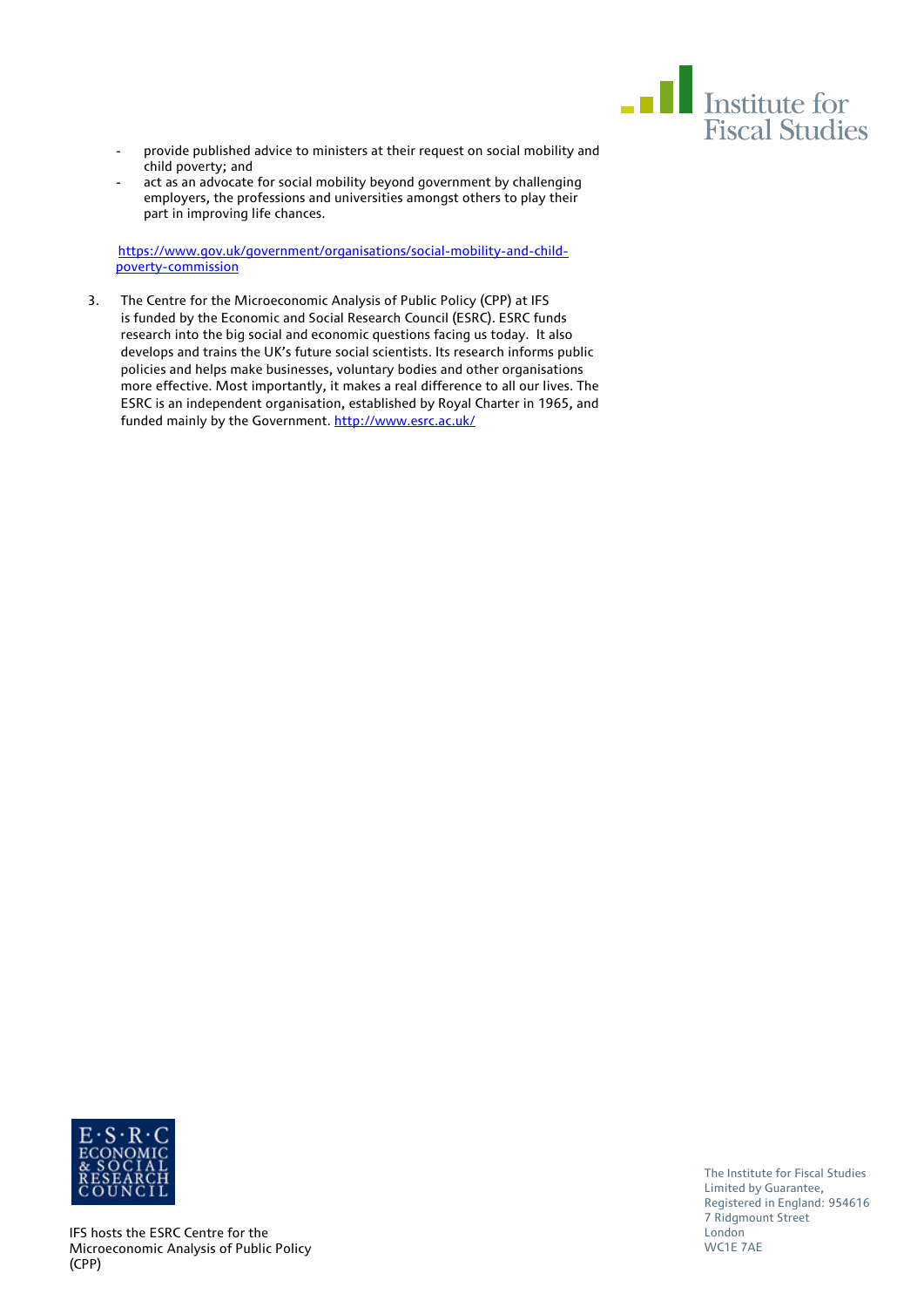- provide published advice to ministers at their request on social mobility and child poverty; and
- act as an advocate for social mobility beyond government by challenging employers, the professions and universities amongst others to play their part in improving life chances.

https://www.gov.uk/government/organisations/social-mobility-and-child-poverty-commission

3. The Centre for the Microeconomic Analysis of Public Policy (CPP) at IFS is funded by the Economic and Social Research Council (ESRC). ESRC funds research into the big social and economic questions facing us today. It also develops and trains the UK's future social scientists. Its research informs public policies and helps make businesses, voluntary bodies and other organisations more effective. Most importantly, it makes a real difference to all our lives. The ESRC is an independent organisation, established by Royal Charter in 1965, and funded mainly by the Government. http://www.esrc.ac.uk/

IFS hosts the ESRC Centre for the Microeconomic Analysis of Public Policy (CPP)

The Institute for Fiscal Studies
Limited by Guarantee,
Registered in England: 954616
7 Ridgmount Street
London
WC1E 7AE